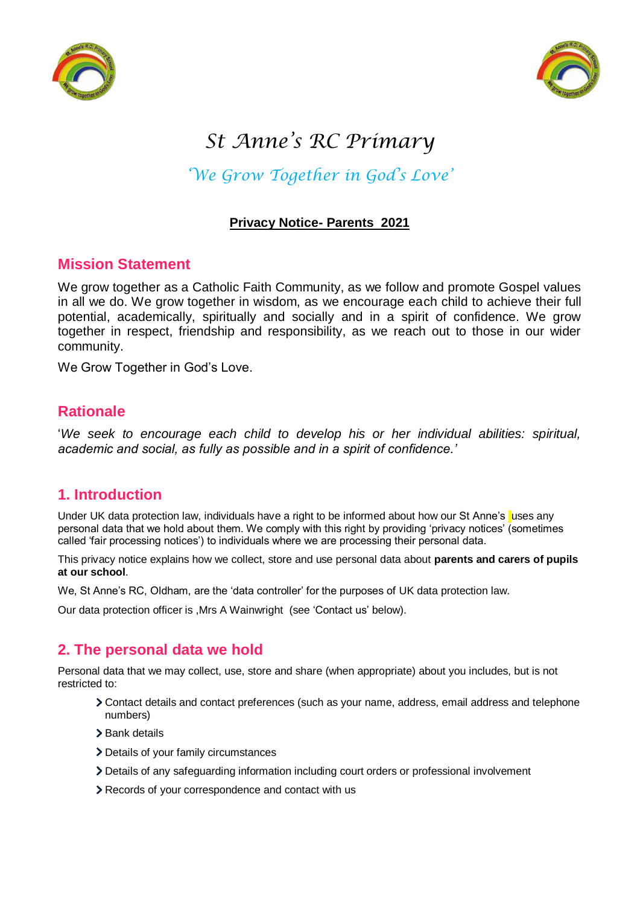# St Anne's RC Primary

*'We Grow Together in God's Love'*

**Privacy Notice- Parents 2021**

## Mission Statement

We grow together as a Catholic Faith Community, as we follow and promote Gospel values in all we do. We grow together in wisdom, as we encourage each child to achieve their full potential, academically, spiritually and socially and in a spirit of confidence. We grow together in respect, friendship and responsibility, as we reach out to those in our wider community.

We Grow Together in God's Love.

## Rationale

'*We seek to encourage each child to develop his or her individual abilities: spiritual, academic and social, as fully as possible and in a spirit of confidence.'*

## 1. Introduction

Under UK data protection law, individuals have a right to be informed about how our St Anne's uses any personal data that we hold about them. We comply with this right by providing 'privacy notices' (sometimes called 'fair processing notices') to individuals where we are processing their personal data.

This privacy notice explains how we collect, store and use personal data about **parents and carers of pupils at our school**.

We, St Anne's RC, Oldham, are the 'data controller' for the purposes of UK data protection law.

Our data protection officer is ,Mrs A Wainwright (see 'Contact us' below).

## 2. The personal data we hold

Personal data that we may collect, use, store and share (when appropriate) about you includes, but is not restricted to:

- Contact details and contact preferences (such as your name, address, email address and telephone numbers)
- Bank details
- Details of your family circumstances
- Details of any safeguarding information including court orders or professional involvement
- Records of your correspondence and contact with us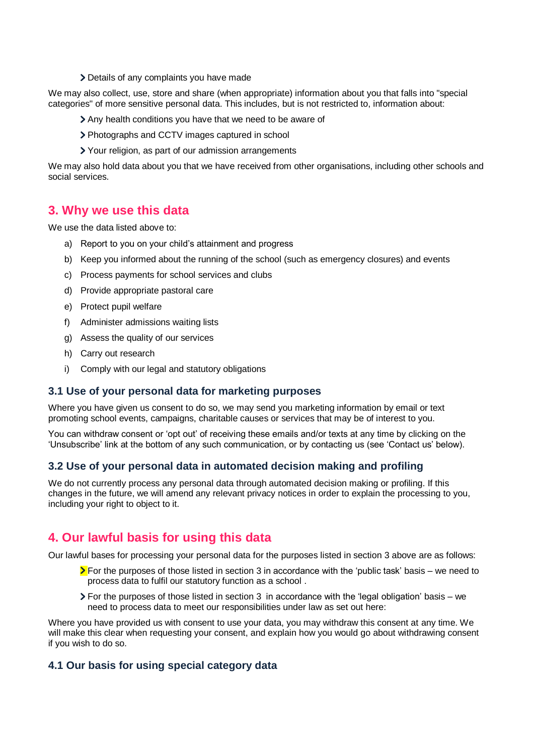- Details of any complaints you have made

We may also collect, use, store and share (when appropriate) information about you that falls into "special categories" of more sensitive personal data. This includes, but is not restricted to, information about:

- Any health conditions you have that we need to be aware of
- Photographs and CCTV images captured in school
- Your religion, as part of our admission arrangements

We may also hold data about you that we have received from other organisations, including other schools and social services.

## 3. Why we use this data

We use the data listed above to:

a) Report to you on your child's attainment and progress
b) Keep you informed about the running of the school (such as emergency closures) and events
c) Process payments for school services and clubs
d) Provide appropriate pastoral care
e) Protect pupil welfare
f) Administer admissions waiting lists
g) Assess the quality of our services
h) Carry out research
i) Comply with our legal and statutory obligations

### 3.1 Use of your personal data for marketing purposes

Where you have given us consent to do so, we may send you marketing information by email or text promoting school events, campaigns, charitable causes or services that may be of interest to you.

You can withdraw consent or 'opt out' of receiving these emails and/or texts at any time by clicking on the 'Unsubscribe' link at the bottom of any such communication, or by contacting us (see 'Contact us' below).

### 3.2 Use of your personal data in automated decision making and profiling

We do not currently process any personal data through automated decision making or profiling. If this changes in the future, we will amend any relevant privacy notices in order to explain the processing to you, including your right to object to it.

## 4. Our lawful basis for using this data

Our lawful bases for processing your personal data for the purposes listed in section 3 above are as follows:

- For the purposes of those listed in section 3 in accordance with the 'public task' basis – we need to process data to fulfil our statutory function as a school .
- For the purposes of those listed in section 3 in accordance with the 'legal obligation' basis – we need to process data to meet our responsibilities under law as set out here:

Where you have provided us with consent to use your data, you may withdraw this consent at any time. We will make this clear when requesting your consent, and explain how you would go about withdrawing consent if you wish to do so.

### 4.1 Our basis for using special category data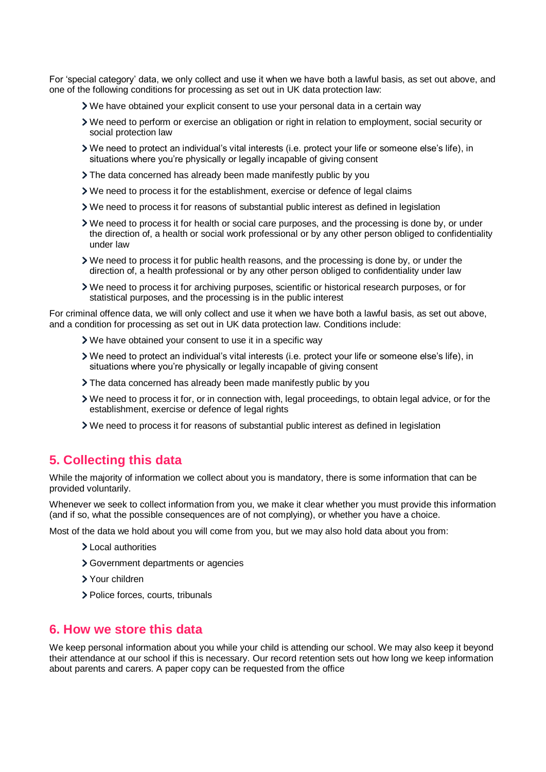For 'special category' data, we only collect and use it when we have both a lawful basis, as set out above, and one of the following conditions for processing as set out in UK data protection law:

- We have obtained your explicit consent to use your personal data in a certain way
- We need to perform or exercise an obligation or right in relation to employment, social security or social protection law
- We need to protect an individual's vital interests (i.e. protect your life or someone else's life), in situations where you're physically or legally incapable of giving consent
- The data concerned has already been made manifestly public by you
- We need to process it for the establishment, exercise or defence of legal claims
- We need to process it for reasons of substantial public interest as defined in legislation
- We need to process it for health or social care purposes, and the processing is done by, or under the direction of, a health or social work professional or by any other person obliged to confidentiality under law
- We need to process it for public health reasons, and the processing is done by, or under the direction of, a health professional or by any other person obliged to confidentiality under law
- We need to process it for archiving purposes, scientific or historical research purposes, or for statistical purposes, and the processing is in the public interest

For criminal offence data, we will only collect and use it when we have both a lawful basis, as set out above, and a condition for processing as set out in UK data protection law. Conditions include:

- We have obtained your consent to use it in a specific way
- We need to protect an individual's vital interests (i.e. protect your life or someone else's life), in situations where you're physically or legally incapable of giving consent
- The data concerned has already been made manifestly public by you
- We need to process it for, or in connection with, legal proceedings, to obtain legal advice, or for the establishment, exercise or defence of legal rights
- We need to process it for reasons of substantial public interest as defined in legislation

## 5. Collecting this data

While the majority of information we collect about you is mandatory, there is some information that can be provided voluntarily.

Whenever we seek to collect information from you, we make it clear whether you must provide this information (and if so, what the possible consequences are of not complying), or whether you have a choice.

Most of the data we hold about you will come from you, but we may also hold data about you from:

- Local authorities
- Government departments or agencies
- Your children
- Police forces, courts, tribunals

## 6. How we store this data

We keep personal information about you while your child is attending our school. We may also keep it beyond their attendance at our school if this is necessary. Our record retention sets out how long we keep information about parents and carers. A paper copy can be requested from the office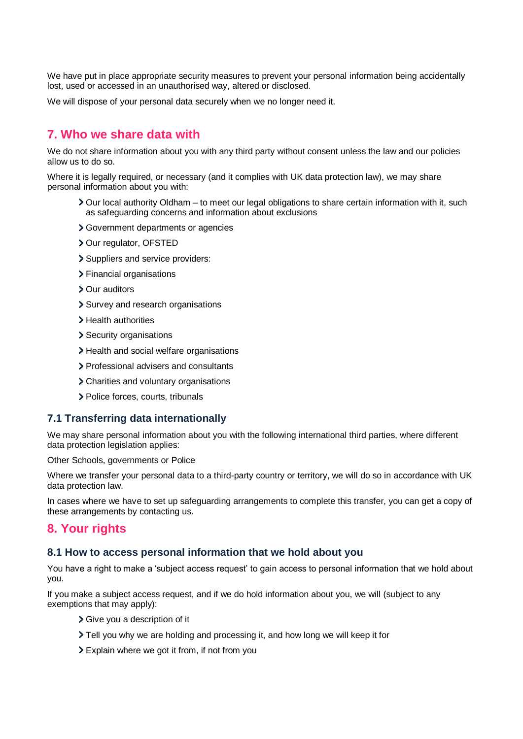We have put in place appropriate security measures to prevent your personal information being accidentally lost, used or accessed in an unauthorised way, altered or disclosed.

We will dispose of your personal data securely when we no longer need it.

## 7. Who we share data with

We do not share information about you with any third party without consent unless the law and our policies allow us to do so.

Where it is legally required, or necessary (and it complies with UK data protection law), we may share personal information about you with:

- Our local authority Oldham – to meet our legal obligations to share certain information with it, such as safeguarding concerns and information about exclusions
- Government departments or agencies
- Our regulator, OFSTED
- Suppliers and service providers:
- Financial organisations
- Our auditors
- Survey and research organisations
- Health authorities
- Security organisations
- Health and social welfare organisations
- Professional advisers and consultants
- Charities and voluntary organisations
- Police forces, courts, tribunals

### 7.1 Transferring data internationally

We may share personal information about you with the following international third parties, where different data protection legislation applies:

Other Schools, governments or Police

Where we transfer your personal data to a third-party country or territory, we will do so in accordance with UK data protection law.

In cases where we have to set up safeguarding arrangements to complete this transfer, you can get a copy of these arrangements by contacting us.

## 8. Your rights

### 8.1 How to access personal information that we hold about you

You have a right to make a 'subject access request' to gain access to personal information that we hold about you.

If you make a subject access request, and if we do hold information about you, we will (subject to any exemptions that may apply):

- Give you a description of it
- Tell you why we are holding and processing it, and how long we will keep it for
- Explain where we got it from, if not from you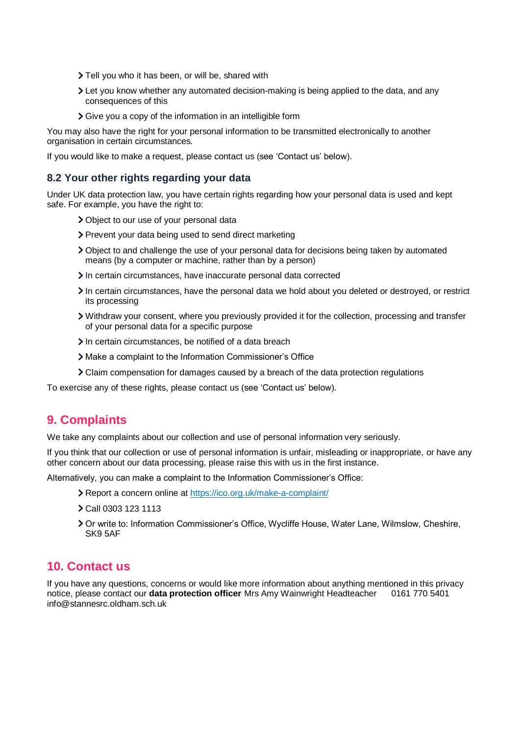- Tell you who it has been, or will be, shared with
- Let you know whether any automated decision-making is being applied to the data, and any consequences of this
- Give you a copy of the information in an intelligible form

You may also have the right for your personal information to be transmitted electronically to another organisation in certain circumstances.

If you would like to make a request, please contact us (see 'Contact us' below).

### 8.2 Your other rights regarding your data

Under UK data protection law, you have certain rights regarding how your personal data is used and kept safe. For example, you have the right to:

- Object to our use of your personal data
- Prevent your data being used to send direct marketing
- Object to and challenge the use of your personal data for decisions being taken by automated means (by a computer or machine, rather than by a person)
- In certain circumstances, have inaccurate personal data corrected
- In certain circumstances, have the personal data we hold about you deleted or destroyed, or restrict its processing
- Withdraw your consent, where you previously provided it for the collection, processing and transfer of your personal data for a specific purpose
- In certain circumstances, be notified of a data breach
- Make a complaint to the Information Commissioner's Office
- Claim compensation for damages caused by a breach of the data protection regulations

To exercise any of these rights, please contact us (see 'Contact us' below).

## 9. Complaints

We take any complaints about our collection and use of personal information very seriously.

If you think that our collection or use of personal information is unfair, misleading or inappropriate, or have any other concern about our data processing, please raise this with us in the first instance.

Alternatively, you can make a complaint to the Information Commissioner's Office:

- Report a concern online at [https://ico.org.uk/make-a-complaint/](https://ico.org.uk/make-a-complaint/)
- Call 0303 123 1113
- Or write to: Information Commissioner's Office, Wycliffe House, Water Lane, Wilmslow, Cheshire, SK9 5AF

## 10. Contact us

If you have any questions, concerns or would like more information about anything mentioned in this privacy notice, please contact our **data protection officer** Mrs Amy Wainwright Headteacher 0161 770 5401 info@stannesrc.oldham.sch.uk